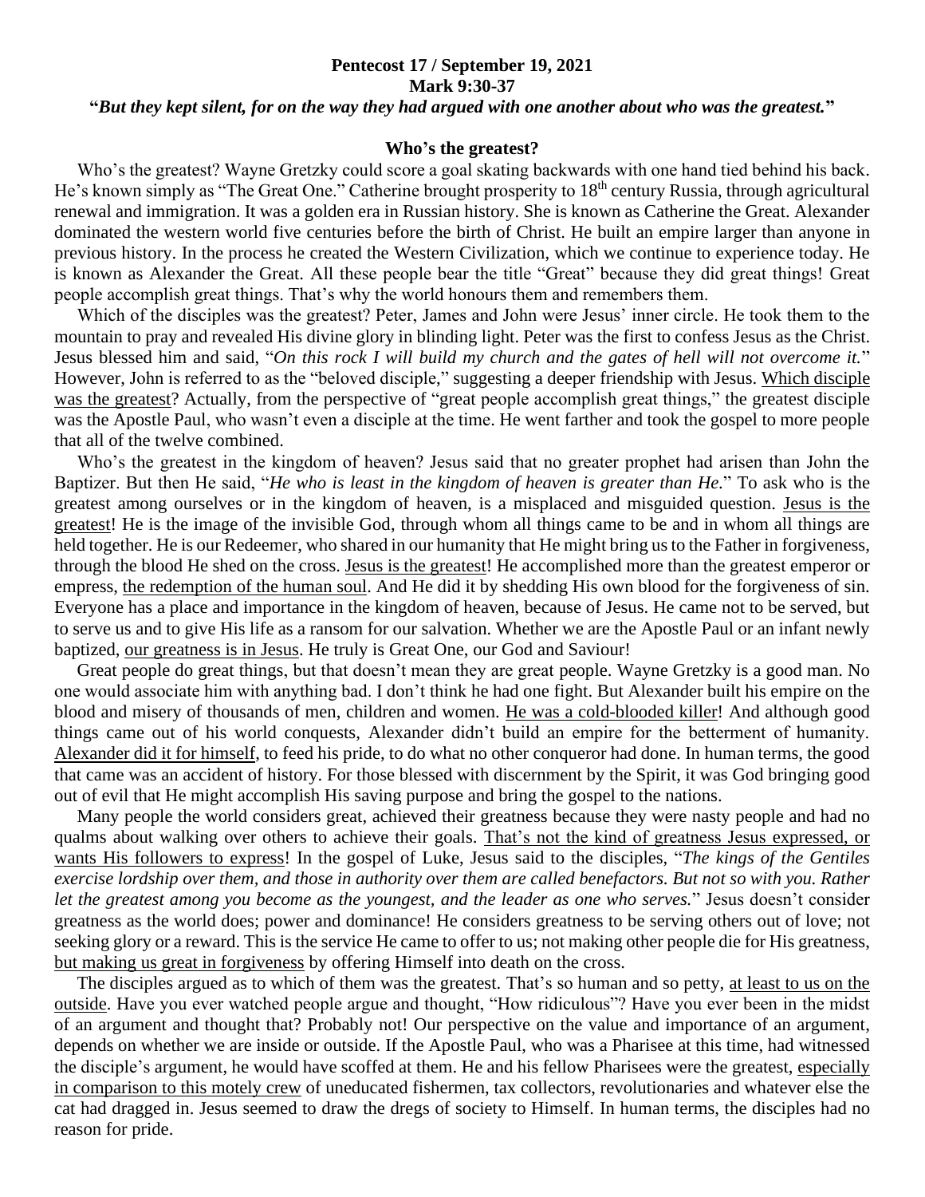**Pentecost 17 / September 19, 2021**
**Mark 9:30-37**
**"*But they kept silent, for on the way they had argued with one another about who was the greatest.*"**

## Who's the greatest?

Who's the greatest? Wayne Gretzky could score a goal skating backwards with one hand tied behind his back. He's known simply as "The Great One." Catherine brought prosperity to 18th century Russia, through agricultural renewal and immigration. It was a golden era in Russian history. She is known as Catherine the Great. Alexander dominated the western world five centuries before the birth of Christ. He built an empire larger than anyone in previous history. In the process he created the Western Civilization, which we continue to experience today. He is known as Alexander the Great. All these people bear the title "Great" because they did great things! Great people accomplish great things. That's why the world honours them and remembers them.

Which of the disciples was the greatest? Peter, James and John were Jesus' inner circle. He took them to the mountain to pray and revealed His divine glory in blinding light. Peter was the first to confess Jesus as the Christ. Jesus blessed him and said, "*On this rock I will build my church and the gates of hell will not overcome it.*" However, John is referred to as the "beloved disciple," suggesting a deeper friendship with Jesus. Which disciple was the greatest? Actually, from the perspective of "great people accomplish great things," the greatest disciple was the Apostle Paul, who wasn't even a disciple at the time. He went farther and took the gospel to more people that all of the twelve combined.

Who's the greatest in the kingdom of heaven? Jesus said that no greater prophet had arisen than John the Baptizer. But then He said, "*He who is least in the kingdom of heaven is greater than He.*" To ask who is the greatest among ourselves or in the kingdom of heaven, is a misplaced and misguided question. Jesus is the greatest! He is the image of the invisible God, through whom all things came to be and in whom all things are held together. He is our Redeemer, who shared in our humanity that He might bring us to the Father in forgiveness, through the blood He shed on the cross. Jesus is the greatest! He accomplished more than the greatest emperor or empress, the redemption of the human soul. And He did it by shedding His own blood for the forgiveness of sin. Everyone has a place and importance in the kingdom of heaven, because of Jesus. He came not to be served, but to serve us and to give His life as a ransom for our salvation. Whether we are the Apostle Paul or an infant newly baptized, our greatness is in Jesus. He truly is Great One, our God and Saviour!

Great people do great things, but that doesn't mean they are great people. Wayne Gretzky is a good man. No one would associate him with anything bad. I don't think he had one fight. But Alexander built his empire on the blood and misery of thousands of men, children and women. He was a cold-blooded killer! And although good things came out of his world conquests, Alexander didn't build an empire for the betterment of humanity. Alexander did it for himself, to feed his pride, to do what no other conqueror had done. In human terms, the good that came was an accident of history. For those blessed with discernment by the Spirit, it was God bringing good out of evil that He might accomplish His saving purpose and bring the gospel to the nations.

Many people the world considers great, achieved their greatness because they were nasty people and had no qualms about walking over others to achieve their goals. That's not the kind of greatness Jesus expressed, or wants His followers to express! In the gospel of Luke, Jesus said to the disciples, "*The kings of the Gentiles exercise lordship over them, and those in authority over them are called benefactors. But not so with you. Rather let the greatest among you become as the youngest, and the leader as one who serves.*" Jesus doesn't consider greatness as the world does; power and dominance! He considers greatness to be serving others out of love; not seeking glory or a reward. This is the service He came to offer to us; not making other people die for His greatness, but making us great in forgiveness by offering Himself into death on the cross.

The disciples argued as to which of them was the greatest. That's so human and so petty, at least to us on the outside. Have you ever watched people argue and thought, "How ridiculous"? Have you ever been in the midst of an argument and thought that? Probably not! Our perspective on the value and importance of an argument, depends on whether we are inside or outside. If the Apostle Paul, who was a Pharisee at this time, had witnessed the disciple's argument, he would have scoffed at them. He and his fellow Pharisees were the greatest, especially in comparison to this motely crew of uneducated fishermen, tax collectors, revolutionaries and whatever else the cat had dragged in. Jesus seemed to draw the dregs of society to Himself. In human terms, the disciples had no reason for pride.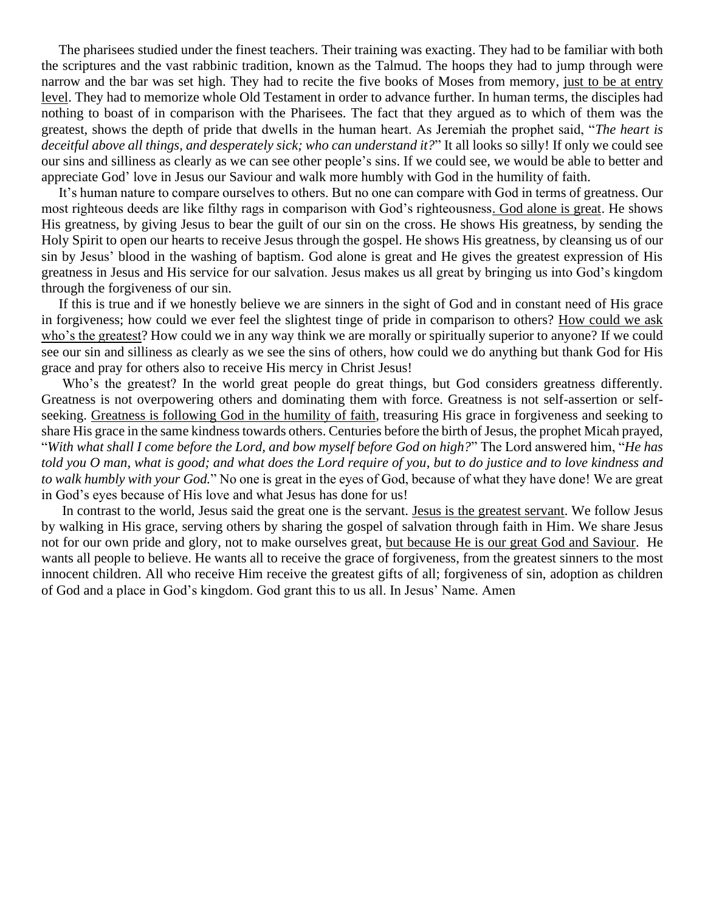The pharisees studied under the finest teachers. Their training was exacting. They had to be familiar with both the scriptures and the vast rabbinic tradition, known as the Talmud. The hoops they had to jump through were narrow and the bar was set high. They had to recite the five books of Moses from memory, <u>just to be at entry level</u>. They had to memorize whole Old Testament in order to advance further. In human terms, the disciples had nothing to boast of in comparison with the Pharisees. The fact that they argued as to which of them was the greatest, shows the depth of pride that dwells in the human heart. As Jeremiah the prophet said, "*The heart is deceitful above all things, and desperately sick; who can understand it?*" It all looks so silly! If only we could see our sins and silliness as clearly as we can see other people's sins. If we could see, we would be able to better and appreciate God' love in Jesus our Saviour and walk more humbly with God in the humility of faith.

It's human nature to compare ourselves to others. But no one can compare with God in terms of greatness. Our most righteous deeds are like filthy rags in comparison with God's righteousness<u>. God alone is great</u>. He shows His greatness, by giving Jesus to bear the guilt of our sin on the cross. He shows His greatness, by sending the Holy Spirit to open our hearts to receive Jesus through the gospel. He shows His greatness, by cleansing us of our sin by Jesus' blood in the washing of baptism. God alone is great and He gives the greatest expression of His greatness in Jesus and His service for our salvation. Jesus makes us all great by bringing us into God's kingdom through the forgiveness of our sin.

If this is true and if we honestly believe we are sinners in the sight of God and in constant need of His grace in forgiveness; how could we ever feel the slightest tinge of pride in comparison to others? <u>How could we ask who's the greatest</u>? How could we in any way think we are morally or spiritually superior to anyone? If we could see our sin and silliness as clearly as we see the sins of others, how could we do anything but thank God for His grace and pray for others also to receive His mercy in Christ Jesus!

Who's the greatest? In the world great people do great things, but God considers greatness differently. Greatness is not overpowering others and dominating them with force. Greatness is not self-assertion or self-seeking. <u>Greatness is following God in the humility of faith</u>, treasuring His grace in forgiveness and seeking to share His grace in the same kindness towards others. Centuries before the birth of Jesus, the prophet Micah prayed, "*With what shall I come before the Lord, and bow myself before God on high?*" The Lord answered him, "*He has told you O man, what is good; and what does the Lord require of you, but to do justice and to love kindness and to walk humbly with your God.*" No one is great in the eyes of God, because of what they have done! We are great in God's eyes because of His love and what Jesus has done for us!

In contrast to the world, Jesus said the great one is the servant. <u>Jesus is the greatest servant</u>. We follow Jesus by walking in His grace, serving others by sharing the gospel of salvation through faith in Him. We share Jesus not for our own pride and glory, not to make ourselves great, <u>but because He is our great God and Saviour</u>. He wants all people to believe. He wants all to receive the grace of forgiveness, from the greatest sinners to the most innocent children. All who receive Him receive the greatest gifts of all; forgiveness of sin, adoption as children of God and a place in God's kingdom. God grant this to us all. In Jesus' Name. Amen